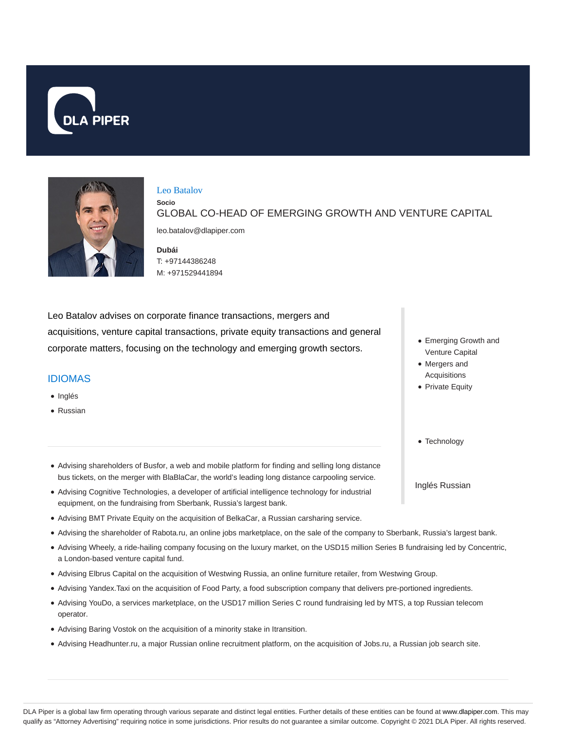# Leo Batalov

**Socio**

GLOBAL CO-HEAD OF EMERGING GROWTH AND VENTURE CAPITAL

leo.batalov@dlapiper.com

**Dubái**

T: +97144386248

M: +971529441894

Leo Batalov advises on corporate finance transactions, mergers and acquisitions, venture capital transactions, private equity transactions and general corporate matters, focusing on the technology and emerging growth sectors.

## IDIOMAS

- Inglés
- Russian

- Emerging Growth and Venture Capital
- Mergers and Acquisitions
- Private Equity

- Technology

Inglés Russian

- Advising shareholders of Busfor, a web and mobile platform for finding and selling long distance bus tickets, on the merger with BlaBlaCar, the world's leading long distance carpooling service.
- Advising Cognitive Technologies, a developer of artificial intelligence technology for industrial equipment, on the fundraising from Sberbank, Russia's largest bank.
- Advising BMT Private Equity on the acquisition of BelkaCar, a Russian carsharing service.
- Advising the shareholder of Rabota.ru, an online jobs marketplace, on the sale of the company to Sberbank, Russia's largest bank.
- Advising Wheely, a ride-hailing company focusing on the luxury market, on the USD15 million Series B fundraising led by Concentric, a London-based venture capital fund.
- Advising Elbrus Capital on the acquisition of Westwing Russia, an online furniture retailer, from Westwing Group.
- Advising Yandex.Taxi on the acquisition of Food Party, a food subscription company that delivers pre-portioned ingredients.
- Advising YouDo, a services marketplace, on the USD17 million Series C round fundraising led by MTS, a top Russian telecom operator.
- Advising Baring Vostok on the acquisition of a minority stake in Itransition.
- Advising Headhunter.ru, a major Russian online recruitment platform, on the acquisition of Jobs.ru, a Russian job search site.

DLA Piper is a global law firm operating through various separate and distinct legal entities. Further details of these entities can be found at www.dlapiper.com. This may qualify as "Attorney Advertising" requiring notice in some jurisdictions. Prior results do not guarantee a similar outcome. Copyright © 2021 DLA Piper. All rights reserved.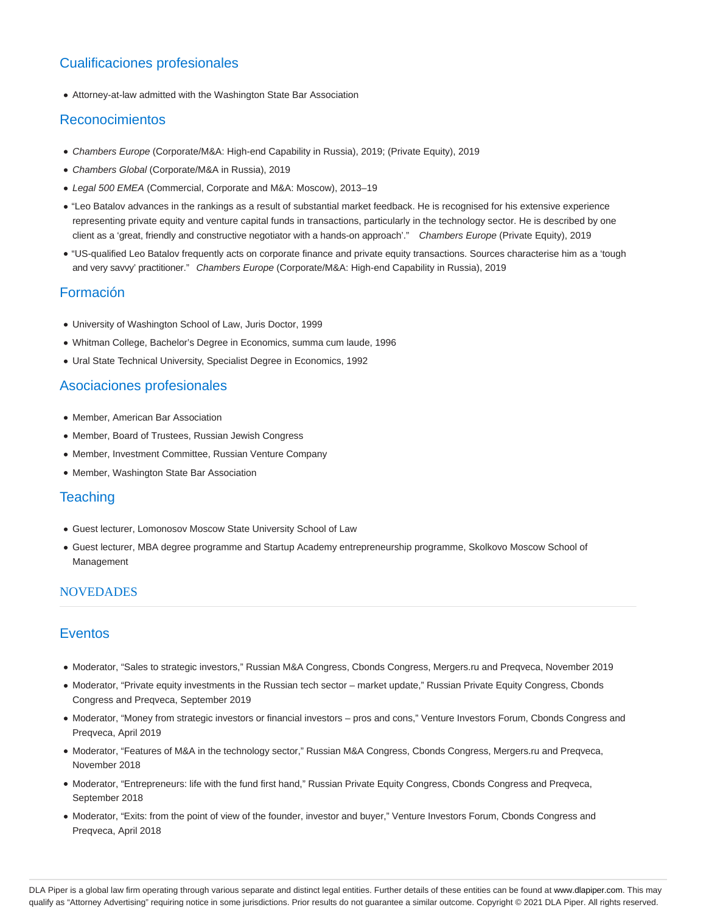## Cualificaciones profesionales

- Attorney-at-law admitted with the Washington State Bar Association

## Reconocimientos

- *Chambers Europe* (Corporate/M&A: High-end Capability in Russia), 2019; (Private Equity), 2019
- *Chambers Global* (Corporate/M&A in Russia), 2019
- *Legal 500 EMEA* (Commercial, Corporate and M&A: Moscow), 2013–19
- "Leo Batalov advances in the rankings as a result of substantial market feedback. He is recognised for his extensive experience representing private equity and venture capital funds in transactions, particularly in the technology sector. He is described by one client as a 'great, friendly and constructive negotiator with a hands-on approach'." *Chambers Europe* (Private Equity), 2019
- "US-qualified Leo Batalov frequently acts on corporate finance and private equity transactions. Sources characterise him as a 'tough and very savvy' practitioner." *Chambers Europe* (Corporate/M&A: High-end Capability in Russia), 2019

## Formación

- University of Washington School of Law, Juris Doctor, 1999
- Whitman College, Bachelor's Degree in Economics, summa cum laude, 1996
- Ural State Technical University, Specialist Degree in Economics, 1992

## Asociaciones profesionales

- Member, American Bar Association
- Member, Board of Trustees, Russian Jewish Congress
- Member, Investment Committee, Russian Venture Company
- Member, Washington State Bar Association

## Teaching

- Guest lecturer, Lomonosov Moscow State University School of Law
- Guest lecturer, MBA degree programme and Startup Academy entrepreneurship programme, Skolkovo Moscow School of Management

## NOVEDADES

## Eventos

- Moderator, "Sales to strategic investors," Russian M&A Congress, Cbonds Congress, Mergers.ru and Preqveca, November 2019
- Moderator, "Private equity investments in the Russian tech sector – market update," Russian Private Equity Congress, Cbonds Congress and Preqveca, September 2019
- Moderator, "Money from strategic investors or financial investors – pros and cons," Venture Investors Forum, Cbonds Congress and Preqveca, April 2019
- Moderator, "Features of M&A in the technology sector," Russian M&A Congress, Cbonds Congress, Mergers.ru and Preqveca, November 2018
- Moderator, "Entrepreneurs: life with the fund first hand," Russian Private Equity Congress, Cbonds Congress and Preqveca, September 2018
- Moderator, "Exits: from the point of view of the founder, investor and buyer," Venture Investors Forum, Cbonds Congress and Preqveca, April 2018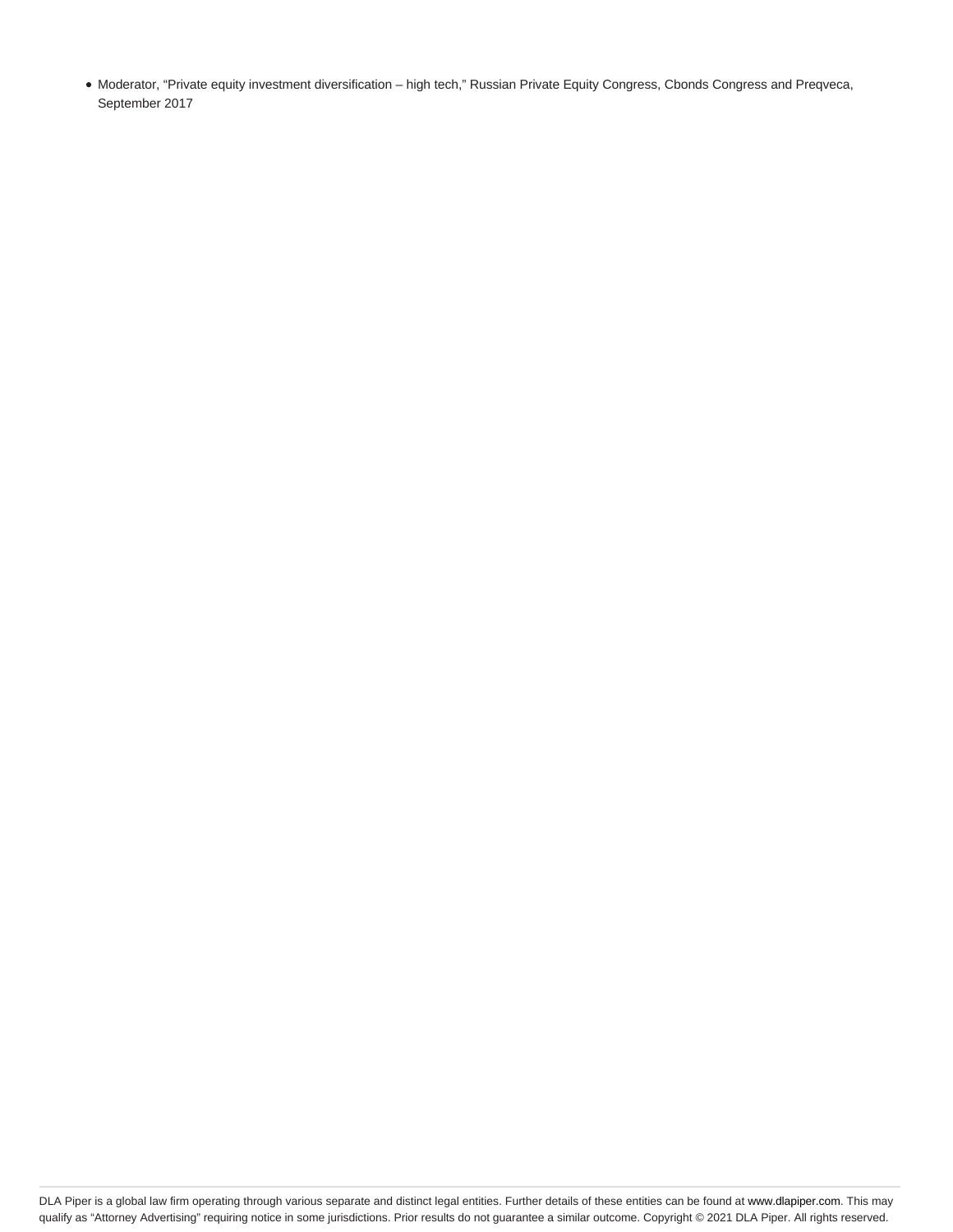- Moderator, “Private equity investment diversification – high tech,” Russian Private Equity Congress, Cbonds Congress and Preqveca, September 2017